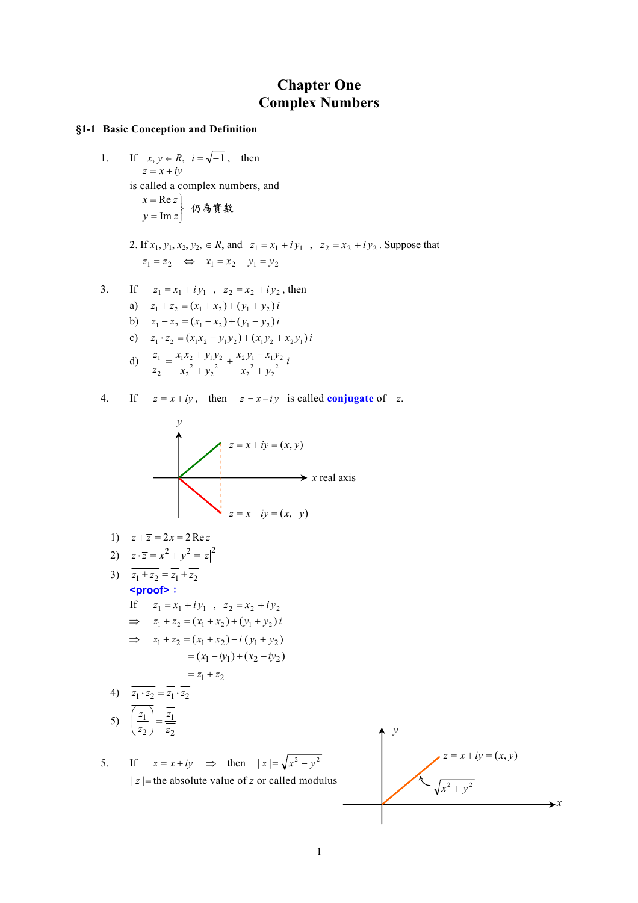# Chapter One
# Complex Numbers

## §1-1 Basic Conception and Definition

1. If $x, y \in R$, $i = \sqrt{-1}$, then

   $z = x + iy$

   is called a complex numbers, and

   $$\left.\begin{array}{l} x = \operatorname{Re} z \\ y = \operatorname{Im} z \end{array}\right\} \text{仍為實數}$$

2. If $x_1, y_1, x_2, y_2, \in R$, and $z_1 = x_1 + iy_1$ , $z_2 = x_2 + iy_2$. Suppose that

   $z_1 = z_2 \quad \Leftrightarrow \quad x_1 = x_2 \quad y_1 = y_2$

3. If $z_1 = x_1 + iy_1$ , $z_2 = x_2 + iy_2$, then

   a) $z_1 + z_2 = (x_1 + x_2) + (y_1 + y_2)\,i$

   b) $z_1 - z_2 = (x_1 - x_2) + (y_1 - y_2)\,i$

   c) $z_1 \cdot z_2 = (x_1 x_2 - y_1 y_2) + (x_1 y_2 + x_2 y_1)\,i$

   d) $\dfrac{z_1}{z_2} = \dfrac{x_1 x_2 + y_1 y_2}{x_2^{\,2} + y_2^{\,2}} + \dfrac{x_2 y_1 - x_1 y_2}{x_2^{\,2} + y_2^{\,2}}\,i$

4. If $z = x + iy$, then $\overline{z} = x - iy$ is called **conjugate** of $z$.

   $y$

   $z = x + iy = (x, y)$

   $x$ real axis

   $z = x - iy = (x, -y)$

   1) $z + \overline{z} = 2x = 2\operatorname{Re} z$

   2) $z \cdot \overline{z} = x^2 + y^2 = |z|^2$

   3) $\overline{z_1 + z_2} = \overline{z_1} + \overline{z_2}$

      **<proof>** :

      If $z_1 = x_1 + iy_1$ , $z_2 = x_2 + iy_2$

      $\Rightarrow \quad z_1 + z_2 = (x_1 + x_2) + (y_1 + y_2)\,i$

      $\Rightarrow \quad \overline{z_1 + z_2} = (x_1 + x_2) - i\,(y_1 + y_2)$

      $\qquad = (x_1 - iy_1) + (x_2 - iy_2)$

      $\qquad = \overline{z_1} + \overline{z_2}$

   4) $\overline{z_1 \cdot z_2} = \overline{z_1} \cdot \overline{z_2}$

   5) $\overline{\left(\dfrac{z_1}{z_2}\right)} = \dfrac{\overline{z_1}}{\overline{z_2}}$

5. If $z = x + iy \quad \Rightarrow$ then $|z| = \sqrt{x^2 - y^2}$

   $|z|$ = the absolute value of $z$ or called modulus

   $y$

   $z = x + iy = (x, y)$

   $\sqrt{x^2 + y^2}$

   $x$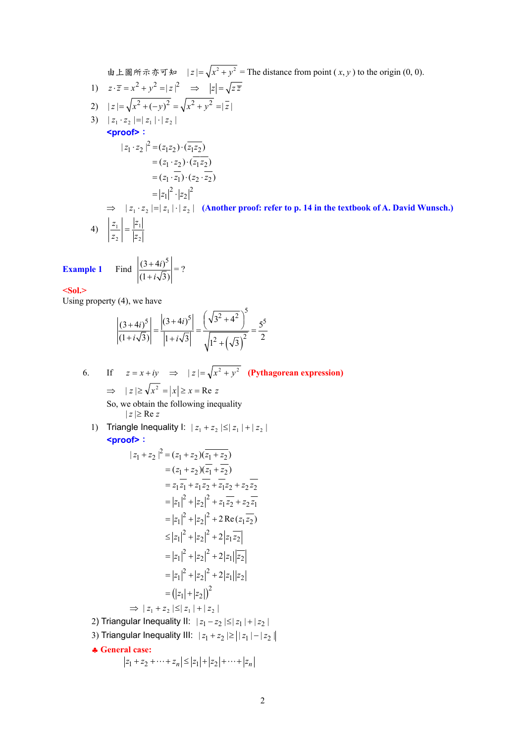由上圖所示亦可知　$|z| = \sqrt{x^2 + y^2}$ = The distance from point ( $x, y$ ) to the origin (0, 0).

1) $z \cdot \bar{z} = x^2 + y^2 = |z|^2 \quad \Rightarrow \quad |z| = \sqrt{z\bar{z}}$

2) $|z| = \sqrt{x^2 + (-y)^2} = \sqrt{x^2 + y^2} = |\bar{z}|$

3) $|z_1 \cdot z_2| = |z_1| \cdot |z_2|$

**<proof>：**

$$
\begin{aligned}
|z_1 \cdot z_2|^2 &= (z_1 z_2) \cdot (\overline{z_1 z_2}) \\
&= (z_1 \cdot z_2) \cdot (\overline{z_1}\,\overline{z_2}) \\
&= (z_1 \cdot \overline{z_1}) \cdot (z_2 \cdot \overline{z_2}) \\
&= |z_1|^2 \cdot |z_2|^2
\end{aligned}
$$

$\Rightarrow \quad |z_1 \cdot z_2| = |z_1| \cdot |z_2|$ **(Another proof: refer to p. 14 in the textbook of A. David Wunsch.)**

4) $\left|\dfrac{z_1}{z_2}\right| = \dfrac{|z_1|}{|z_2|}$

**Example 1** Find $\left|\dfrac{(3+4i)^5}{(1+i\sqrt{3})}\right| = ?$

**<Sol.>**

Using property (4), we have

$$
\left|\frac{(3+4i)^5}{(1+i\sqrt{3})}\right| = \frac{\left|(3+4i)^5\right|}{\left|1+i\sqrt{3}\right|} = \frac{\left(\sqrt{3^2+4^2}\right)^5}{\sqrt{1^2+\left(\sqrt{3}\right)^2}} = \frac{5^5}{2}
$$

6. If $z = x + iy \quad \Rightarrow \quad |z| = \sqrt{x^2 + y^2}$ **(Pythagorean expression)**

$\Rightarrow \quad |z| \geq \sqrt{x^2} = |x| \geq x = \text{Re } z$

So, we obtain the following inequality

$|z| \geq \text{Re } z$

1) Triangle Inequality I: $|z_1 + z_2| \leq |z_1| + |z_2|$

**<proof>：**

$$
\begin{aligned}
|z_1 + z_2|^2 &= (z_1 + z_2)(\overline{z_1 + z_2}) \\
&= (z_1 + z_2)(\overline{z_1} + \overline{z_2}) \\
&= z_1\overline{z_1} + z_1\overline{z_2} + \overline{z_1}z_2 + z_2\overline{z_2} \\
&= |z_1|^2 + |z_2|^2 + z_1\overline{z_2} + z_2\overline{z_1} \\
&= |z_1|^2 + |z_2|^2 + 2\,\text{Re}(z_1\overline{z_2}) \\
&\leq |z_1|^2 + |z_2|^2 + 2|z_1\overline{z_2}| \\
&= |z_1|^2 + |z_2|^2 + 2|z_1||\overline{z_2}| \\
&= |z_1|^2 + |z_2|^2 + 2|z_1||z_2| \\
&= (|z_1| + |z_2|)^2
\end{aligned}
$$

$\Rightarrow |z_1 + z_2| \leq |z_1| + |z_2|$

2) Triangular Inequality II: $|z_1 - z_2| \leq |z_1| + |z_2|$

3) Triangular Inequality III: $|z_1 + z_2| \geq ||z_1| - |z_2||$

♣ **General case:**

$$
|z_1 + z_2 + \cdots + z_n| \leq |z_1| + |z_2| + \cdots + |z_n|
$$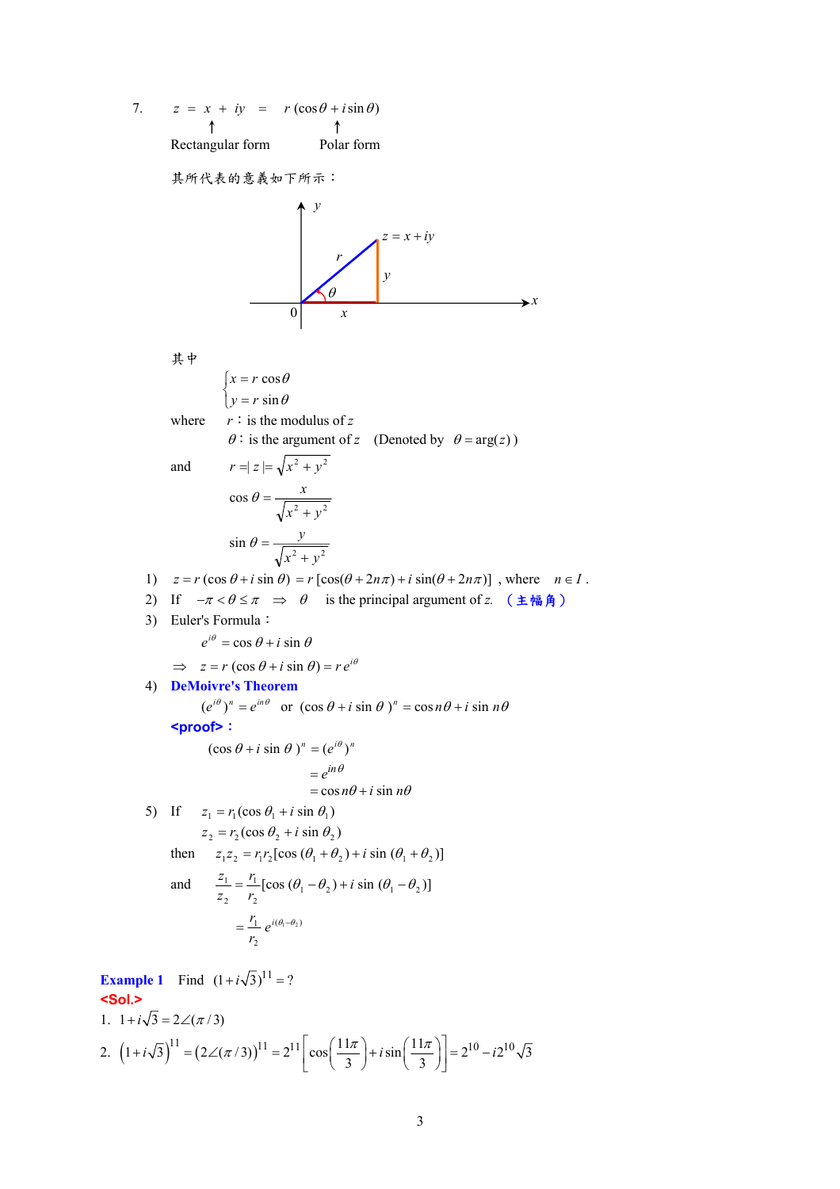7. $z = x + iy = r(\cos\theta + i\sin\theta)$

Rectangular form ↑　　　　Polar form ↑

其所代表的意義如下所示：

其中

$$\begin{cases} x = r\cos\theta \\ y = r\sin\theta \end{cases}$$

where　$r$：is the modulus of $z$

$\theta$：is the argument of $z$　(Denoted by $\theta = \arg(z)$)

and　$r = |z| = \sqrt{x^2 + y^2}$

$$\cos\theta = \frac{x}{\sqrt{x^2+y^2}}$$

$$\sin\theta = \frac{y}{\sqrt{x^2+y^2}}$$

1) $z = r(\cos\theta + i\sin\theta) = r[\cos(\theta + 2n\pi) + i\sin(\theta + 2n\pi)]$ , where $n \in I$ .
2) If $-\pi < \theta \le \pi \Rightarrow \theta$ is the principal argument of $z$. （主幅角）
3) Euler's Formula：

$$e^{i\theta} = \cos\theta + i\sin\theta$$

$$\Rightarrow z = r(\cos\theta + i\sin\theta) = r e^{i\theta}$$

4) **DeMoivre's Theorem**

$$(e^{i\theta})^n = e^{in\theta} \text{ or } (\cos\theta + i\sin\theta)^n = \cos n\theta + i\sin n\theta$$

**<proof>：**

$$(\cos\theta + i\sin\theta)^n = (e^{i\theta})^n = e^{in\theta} = \cos n\theta + i\sin n\theta$$

5) If $z_1 = r_1(\cos\theta_1 + i\sin\theta_1)$

$z_2 = r_2(\cos\theta_2 + i\sin\theta_2)$

then　$z_1 z_2 = r_1 r_2[\cos(\theta_1 + \theta_2) + i\sin(\theta_1 + \theta_2)]$

and　$\dfrac{z_1}{z_2} = \dfrac{r_1}{r_2}[\cos(\theta_1 - \theta_2) + i\sin(\theta_1 - \theta_2)] = \dfrac{r_1}{r_2} e^{i(\theta_1 - \theta_2)}$

**Example 1**　Find $(1 + i\sqrt{3})^{11} = ?$

**<Sol.>**

1. $1 + i\sqrt{3} = 2\angle(\pi/3)$
2. $\left(1 + i\sqrt{3}\right)^{11} = \left(2\angle(\pi/3)\right)^{11} = 2^{11}\left[\cos\left(\dfrac{11\pi}{3}\right) + i\sin\left(\dfrac{11\pi}{3}\right)\right] = 2^{10} - i2^{10}\sqrt{3}$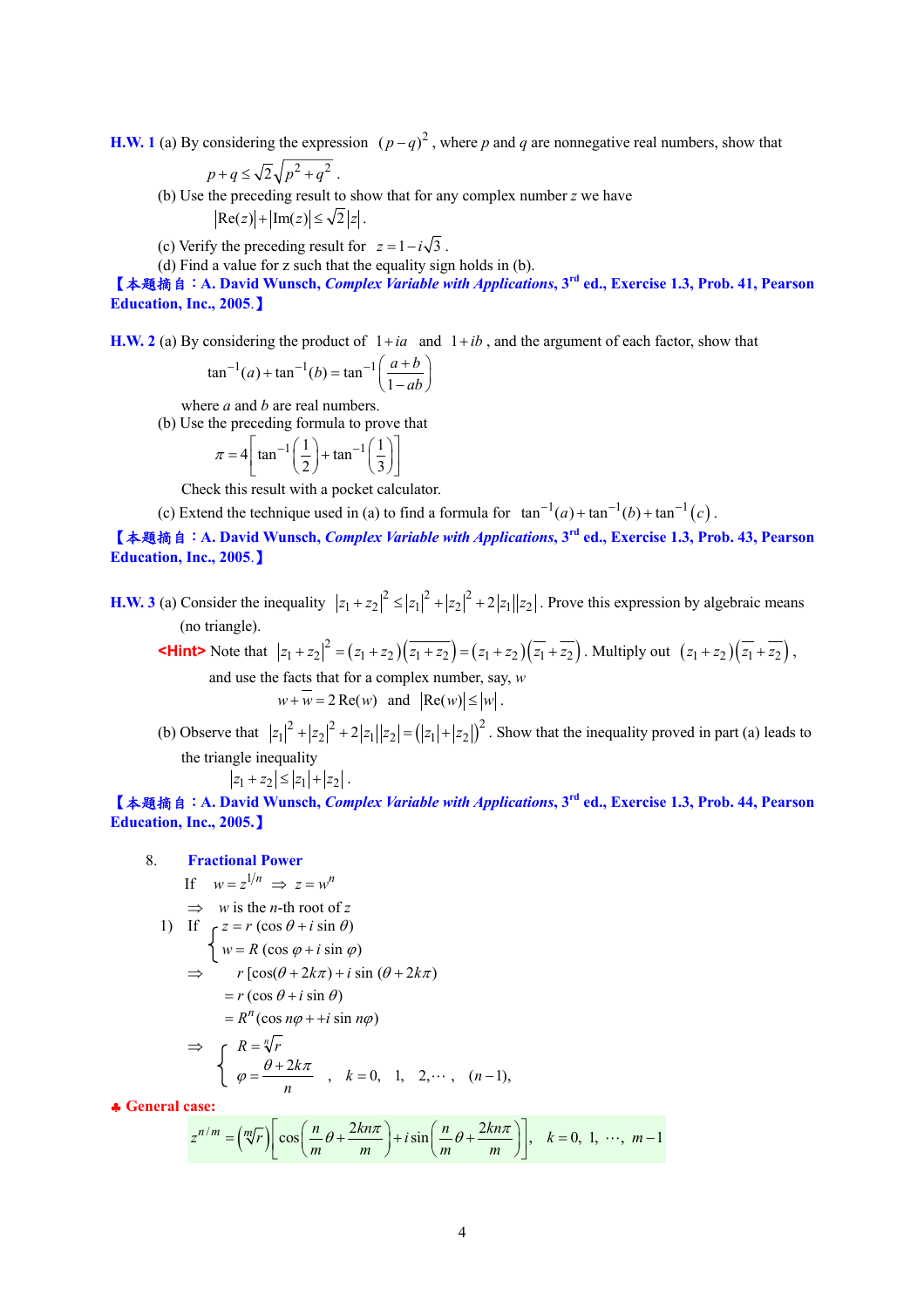**H.W. 1** (a) By considering the expression $(p-q)^2$, where $p$ and $q$ are nonnegative real numbers, show that

$$p+q \le \sqrt{2}\sqrt{p^2+q^2}.$$

(b) Use the preceding result to show that for any complex number $z$ we have

$$|\text{Re}(z)|+|\text{Im}(z)| \le \sqrt{2}|z|.$$

(c) Verify the preceding result for $z = 1-i\sqrt{3}$.

(d) Find a value for z such that the equality sign holds in (b).

【本題摘自：A. David Wunsch, *Complex Variable with Applications*, 3rd ed., Exercise 1.3, Prob. 41, Pearson Education, Inc., 2005.】

**H.W. 2** (a) By considering the product of $1+ia$ and $1+ib$, and the argument of each factor, show that

$$\tan^{-1}(a)+\tan^{-1}(b) = \tan^{-1}\left(\frac{a+b}{1-ab}\right)$$

where $a$ and $b$ are real numbers.

(b) Use the preceding formula to prove that

$$\pi = 4\left[\tan^{-1}\left(\frac{1}{2}\right)+\tan^{-1}\left(\frac{1}{3}\right)\right]$$

Check this result with a pocket calculator.

(c) Extend the technique used in (a) to find a formula for $\tan^{-1}(a)+\tan^{-1}(b)+\tan^{-1}(c)$.

【本題摘自：A. David Wunsch, *Complex Variable with Applications*, 3rd ed., Exercise 1.3, Prob. 43, Pearson Education, Inc., 2005.】

**H.W. 3** (a) Consider the inequality $|z_1+z_2|^2 \le |z_1|^2+|z_2|^2+2|z_1||z_2|$. Prove this expression by algebraic means (no triangle).

**<Hint>** Note that $|z_1+z_2|^2 = (z_1+z_2)\overline{(z_1+z_2)} = (z_1+z_2)(\overline{z_1}+\overline{z_2})$. Multiply out $(z_1+z_2)(\overline{z_1}+\overline{z_2})$, and use the facts that for a complex number, say, $w$

$$w+\overline{w} = 2\,\text{Re}(w) \quad \text{and} \quad |\text{Re}(w)| \le |w|.$$

(b) Observe that $|z_1|^2+|z_2|^2+2|z_1||z_2| = (|z_1|+|z_2|)^2$. Show that the inequality proved in part (a) leads to the triangle inequality

$$|z_1+z_2| \le |z_1|+|z_2|.$$

【本題摘自：A. David Wunsch, *Complex Variable with Applications*, 3rd ed., Exercise 1.3, Prob. 44, Pearson Education, Inc., 2005.】

8. **Fractional Power**

If $w = z^{1/n} \Rightarrow z = w^n$

$\Rightarrow$ $w$ is the $n$-th root of $z$

1) If $\begin{cases} z = r(\cos\theta + i\sin\theta) \\ w = R(\cos\varphi + i\sin\varphi) \end{cases}$

$$\begin{aligned}
\Rightarrow \quad & r[\cos(\theta+2k\pi)+i\sin(\theta+2k\pi)] \\
&= r(\cos\theta + i\sin\theta) \\
&= R^n(\cos n\varphi + +i\sin n\varphi)
\end{aligned}$$

$$\Rightarrow \begin{cases} R = \sqrt[n]{r} \\ \varphi = \dfrac{\theta+2k\pi}{n} \end{cases}, \quad k = 0,\ 1,\ 2, \cdots,\ (n-1),$$

♣ **General case:**

$$z^{n/m} = \left(\sqrt[m]{r}\right)\left[\cos\left(\frac{n}{m}\theta+\frac{2kn\pi}{m}\right)+i\sin\left(\frac{n}{m}\theta+\frac{2kn\pi}{m}\right)\right], \quad k = 0,\ 1,\ \cdots,\ m-1$$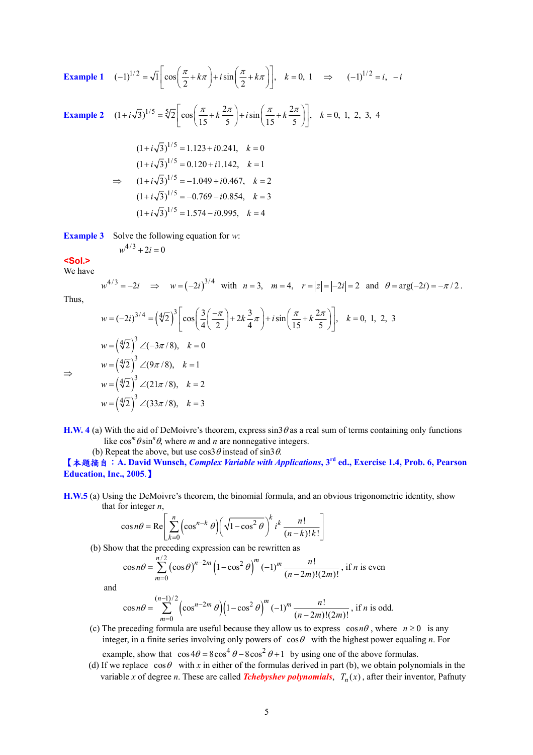**Example 1** $(-1)^{1/2} = \sqrt{1}\left[\cos\left(\frac{\pi}{2}+k\pi\right)+i\sin\left(\frac{\pi}{2}+k\pi\right)\right], \quad k=0,\ 1 \quad \Rightarrow \quad (-1)^{1/2} = i,\ -i$

**Example 2** $(1+i\sqrt{3})^{1/5} = \sqrt[5]{2}\left[\cos\left(\frac{\pi}{15}+k\frac{2\pi}{5}\right)+i\sin\left(\frac{\pi}{15}+k\frac{2\pi}{5}\right)\right], \quad k=0,\ 1,\ 2,\ 3,\ 4$

$$
\Rightarrow \quad
\begin{aligned}
&(1+i\sqrt{3})^{1/5} = 1.123+i0.241, \quad k=0\\
&(1+i\sqrt{3})^{1/5} = 0.120+i1.142, \quad k=1\\
&(1+i\sqrt{3})^{1/5} = -1.049+i0.467, \quad k=2\\
&(1+i\sqrt{3})^{1/5} = -0.769-i0.854, \quad k=3\\
&(1+i\sqrt{3})^{1/5} = 1.574-i0.995, \quad k=4
\end{aligned}
$$

**Example 3** Solve the following equation for $w$:

$$w^{4/3}+2i=0$$

**<Sol.>**

We have

$$w^{4/3}=-2i \quad \Rightarrow \quad w=(-2i)^{3/4} \quad \text{with} \quad n=3, \quad m=4, \quad r=|z|=|-2i|=2 \quad \text{and} \quad \theta=\arg(-2i)=-\pi/2.$$

Thus,

$$w=(-2i)^{3/4}=\left(\sqrt[4]{2}\right)^3\left[\cos\left(\frac{3}{4}\left(\frac{-\pi}{2}\right)+2k\frac{3}{4}\pi\right)+i\sin\left(\frac{\pi}{15}+k\frac{2\pi}{5}\right)\right], \quad k=0,\ 1,\ 2,\ 3$$

$$
\Rightarrow \quad
\begin{aligned}
&w=\left(\sqrt[4]{2}\right)^3\angle(-3\pi/8), \quad k=0\\
&w=\left(\sqrt[4]{2}\right)^3\angle(9\pi/8), \quad k=1\\
&w=\left(\sqrt[4]{2}\right)^3\angle(21\pi/8), \quad k=2\\
&w=\left(\sqrt[4]{2}\right)^3\angle(33\pi/8), \quad k=3
\end{aligned}
$$

**H.W. 4** (a) With the aid of DeMoivre's theorem, express $\sin 3\theta$ as a real sum of terms containing only functions like $\cos^m\theta\sin^n\theta$, where $m$ and $n$ are nonnegative integers.

(b) Repeat the above, but use $\cos 3\theta$ instead of $\sin 3\theta$.

**【本題摘自：A. David Wunsch, *Complex Variable with Applications*, 3rd ed., Exercise 1.4, Prob. 6, Pearson Education, Inc., 2005.】**

**H.W.5** (a) Using the DeMoivre's theorem, the binomial formula, and an obvious trigonometric identity, show that for integer $n$,

$$\cos n\theta = \mathrm{Re}\left[\sum_{k=0}^{n}\left(\cos^{n-k}\theta\right)\left(\sqrt{1-\cos^2\theta}\right)^k i^k\frac{n!}{(n-k)!k!}\right]$$

(b) Show that the preceding expression can be rewritten as

$$\cos n\theta = \sum_{m=0}^{n/2}\left(\cos\theta\right)^{n-2m}\left(1-\cos^2\theta\right)^m(-1)^m\frac{n!}{(n-2m)!(2m)!}, \text{ if } n \text{ is even}$$

and

$$\cos n\theta = \sum_{m=0}^{(n-1)/2}\left(\cos^{n-2m}\theta\right)\left(1-\cos^2\theta\right)^m(-1)^m\frac{n!}{(n-2m)!(2m)!}, \text{ if } n \text{ is odd.}$$

(c) The preceding formula are useful because they allow us to express $\cos n\theta$, where $n \ge 0$ is any integer, in a finite series involving only powers of $\cos\theta$ with the highest power equaling $n$. For example, show that $\cos 4\theta = 8\cos^4\theta - 8\cos^2\theta + 1$ by using one of the above formulas.

(d) If we replace $\cos\theta$ with $x$ in either of the formulas derived in part (b), we obtain polynomials in the variable $x$ of degree $n$. These are called ***Tchebyshev polynomials***, $T_n(x)$, after their inventor, Pafnuty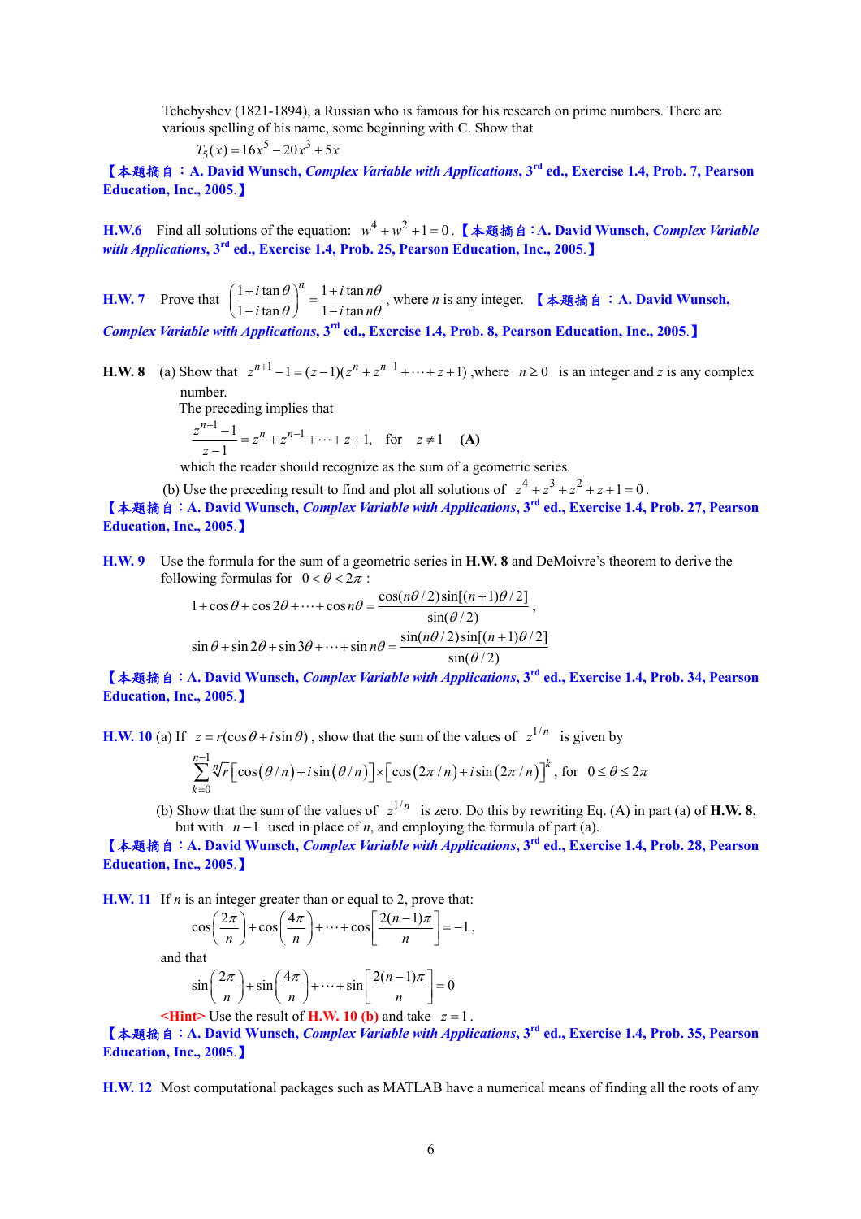Tchebyshev (1821-1894), a Russian who is famous for his research on prime numbers. There are various spelling of his name, some beginning with C. Show that

$$T_5(x) = 16x^5 - 20x^3 + 5x$$

【本題摘自：A. David Wunsch, *Complex Variable with Applications*, 3rd ed., Exercise 1.4, Prob. 7, Pearson Education, Inc., 2005.】

**H.W.6** Find all solutions of the equation: $w^4 + w^2 + 1 = 0$. 【本題摘自：A. David Wunsch, *Complex Variable with Applications*, 3rd ed., Exercise 1.4, Prob. 25, Pearson Education, Inc., 2005.】

**H.W. 7** Prove that $\left(\dfrac{1+i\tan\theta}{1-i\tan\theta}\right)^n = \dfrac{1+i\tan n\theta}{1-i\tan n\theta}$, where $n$ is any integer. 【本題摘自：A. David Wunsch, *Complex Variable with Applications*, 3rd ed., Exercise 1.4, Prob. 8, Pearson Education, Inc., 2005.】

**H.W. 8** (a) Show that $z^{n+1} - 1 = (z-1)(z^n + z^{n-1} + \cdots + z + 1)$ ,where $n \geq 0$ is an integer and $z$ is any complex number.

The preceding implies that

$$\frac{z^{n+1}-1}{z-1} = z^n + z^{n-1} + \cdots + z + 1, \quad \text{for} \quad z \neq 1 \quad \textbf{(A)}$$

which the reader should recognize as the sum of a geometric series.

(b) Use the preceding result to find and plot all solutions of $z^4 + z^3 + z^2 + z + 1 = 0$.

【本題摘自：A. David Wunsch, *Complex Variable with Applications*, 3rd ed., Exercise 1.4, Prob. 27, Pearson Education, Inc., 2005.】

**H.W. 9** Use the formula for the sum of a geometric series in **H.W. 8** and DeMoivre's theorem to derive the following formulas for $0 < \theta < 2\pi$ :

$$1 + \cos\theta + \cos 2\theta + \cdots + \cos n\theta = \frac{\cos(n\theta/2)\sin[(n+1)\theta/2]}{\sin(\theta/2)},$$

$$\sin\theta + \sin 2\theta + \sin 3\theta + \cdots + \sin n\theta = \frac{\sin(n\theta/2)\sin[(n+1)\theta/2]}{\sin(\theta/2)}$$

【本題摘自：A. David Wunsch, *Complex Variable with Applications*, 3rd ed., Exercise 1.4, Prob. 34, Pearson Education, Inc., 2005.】

**H.W. 10** (a) If $z = r(\cos\theta + i\sin\theta)$, show that the sum of the values of $z^{1/n}$ is given by

$$\sum_{k=0}^{n-1} \sqrt[n]{r}\left[\cos(\theta/n) + i\sin(\theta/n)\right] \times \left[\cos(2\pi/n) + i\sin(2\pi/n)\right]^k, \text{ for } 0 \leq \theta \leq 2\pi$$

(b) Show that the sum of the values of $z^{1/n}$ is zero. Do this by rewriting Eq. (A) in part (a) of **H.W. 8**, but with $n-1$ used in place of $n$, and employing the formula of part (a).

【本題摘自：A. David Wunsch, *Complex Variable with Applications*, 3rd ed., Exercise 1.4, Prob. 28, Pearson Education, Inc., 2005.】

**H.W. 11** If $n$ is an integer greater than or equal to 2, prove that:

$$\cos\left(\frac{2\pi}{n}\right) + \cos\left(\frac{4\pi}{n}\right) + \cdots + \cos\left[\frac{2(n-1)\pi}{n}\right] = -1,$$

and that

$$\sin\left(\frac{2\pi}{n}\right) + \sin\left(\frac{4\pi}{n}\right) + \cdots + \sin\left[\frac{2(n-1)\pi}{n}\right] = 0$$

<Hint> Use the result of **H.W. 10 (b)** and take $z = 1$.

【本題摘自：A. David Wunsch, *Complex Variable with Applications*, 3rd ed., Exercise 1.4, Prob. 35, Pearson Education, Inc., 2005.】

**H.W. 12** Most computational packages such as MATLAB have a numerical means of finding all the roots of any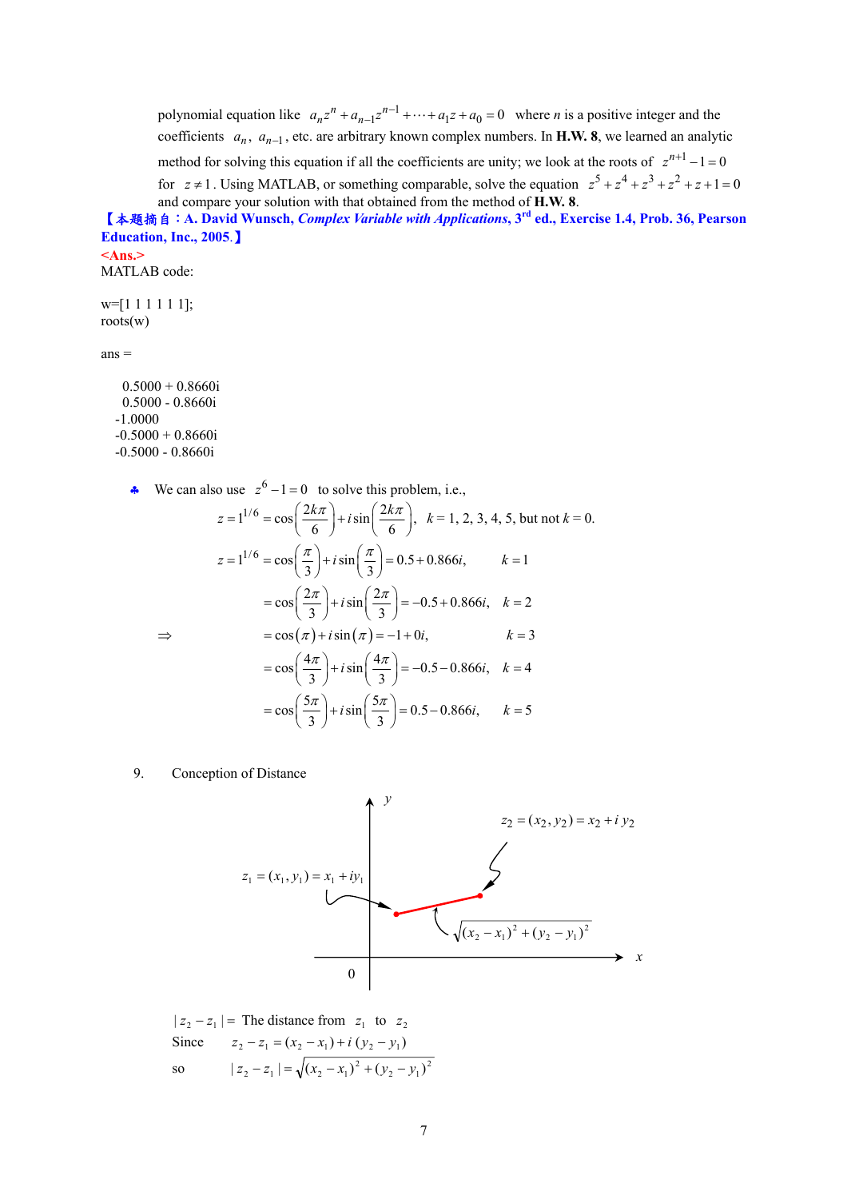polynomial equation like $a_n z^n + a_{n-1} z^{n-1} + \cdots + a_1 z + a_0 = 0$ where $n$ is a positive integer and the coefficients $a_n$, $a_{n-1}$, etc. are arbitrary known complex numbers. In **H.W. 8**, we learned an analytic method for solving this equation if all the coefficients are unity; we look at the roots of $z^{n+1} - 1 = 0$ for $z \neq 1$. Using MATLAB, or something comparable, solve the equation $z^5 + z^4 + z^3 + z^2 + z + 1 = 0$ and compare your solution with that obtained from the method of **H.W. 8**.

**【本題摘自：A. David Wunsch, *Complex Variable with Applications*, 3rd ed., Exercise 1.4, Prob. 36, Pearson Education, Inc., 2005.】**

<Ans.>

MATLAB code:

```
w=[1 1 1 1 1 1];
roots(w)

ans =

   0.5000 + 0.8660i
   0.5000 - 0.8660i
  -1.0000
  -0.5000 + 0.8660i
  -0.5000 - 0.8660i
```

♣ We can also use $z^6 - 1 = 0$ to solve this problem, i.e.,

$$z = 1^{1/6} = \cos\left(\frac{2k\pi}{6}\right) + i\sin\left(\frac{2k\pi}{6}\right), \quad k = 1, 2, 3, 4, 5, \text{ but not } k = 0.$$

$$\Rightarrow \quad
\begin{aligned}
z = 1^{1/6} &= \cos\left(\frac{\pi}{3}\right) + i\sin\left(\frac{\pi}{3}\right) = 0.5 + 0.866i, && k = 1 \\
&= \cos\left(\frac{2\pi}{3}\right) + i\sin\left(\frac{2\pi}{3}\right) = -0.5 + 0.866i, && k = 2 \\
&= \cos(\pi) + i\sin(\pi) = -1 + 0i, && k = 3 \\
&= \cos\left(\frac{4\pi}{3}\right) + i\sin\left(\frac{4\pi}{3}\right) = -0.5 - 0.866i, && k = 4 \\
&= \cos\left(\frac{5\pi}{3}\right) + i\sin\left(\frac{5\pi}{3}\right) = 0.5 - 0.866i, && k = 5
\end{aligned}$$

9. Conception of Distance

$z_2 = (x_2, y_2) = x_2 + i\,y_2$

$z_1 = (x_1, y_1) = x_1 + iy_1$

$\sqrt{(x_2 - x_1)^2 + (y_2 - y_1)^2}$

$|z_2 - z_1| =$ The distance from $z_1$ to $z_2$

Since $\quad z_2 - z_1 = (x_2 - x_1) + i\,(y_2 - y_1)$

so $\quad |z_2 - z_1| = \sqrt{(x_2 - x_1)^2 + (y_2 - y_1)^2}$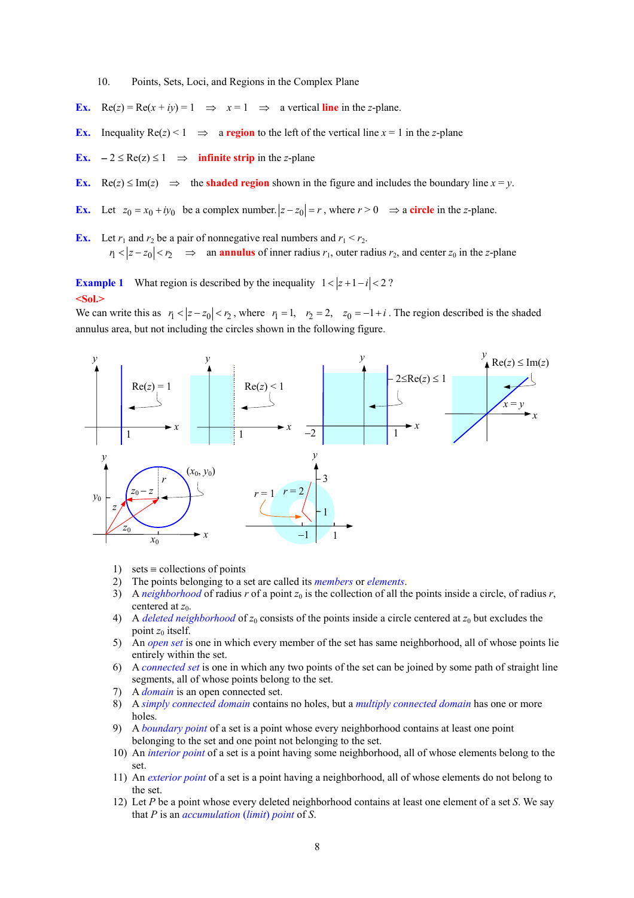10. Points, Sets, Loci, and Regions in the Complex Plane

**Ex.** $\text{Re}(z) = \text{Re}(x + iy) = 1 \;\Rightarrow\; x = 1 \;\Rightarrow\;$ a vertical **line** in the $z$-plane.

**Ex.** Inequality $\text{Re}(z) < 1 \;\Rightarrow\;$ a **region** to the left of the vertical line $x = 1$ in the $z$-plane

**Ex.** $-2 \le \text{Re}(z) \le 1 \;\Rightarrow\;$ **infinite strip** in the $z$-plane

**Ex.** $\text{Re}(z) \le \text{Im}(z) \;\Rightarrow\;$ the **shaded region** shown in the figure and includes the boundary line $x = y$.

**Ex.** Let $z_0 = x_0 + iy_0$ be a complex number. $|z - z_0| = r$, where $r > 0 \;\Rightarrow$ a **circle** in the $z$-plane.

**Ex.** Let $r_1$ and $r_2$ be a pair of nonnegative real numbers and $r_1 < r_2$.
$r_1 < |z - z_0| < r_2 \;\Rightarrow\;$ an **annulus** of inner radius $r_1$, outer radius $r_2$, and center $z_0$ in the $z$-plane

**Example 1** What region is described by the inequality $1 < |z + 1 - i| < 2$ ?

**<Sol.>**
We can write this as $r_1 < |z - z_0| < r_2$, where $r_1 = 1$, $r_2 = 2$, $z_0 = -1 + i$. The region described is the shaded annulus area, but not including the circles shown in the following figure.

1) sets ≡ collections of points
2) The points belonging to a set are called its *members* or *elements*.
3) A *neighborhood* of radius $r$ of a point $z_0$ is the collection of all the points inside a circle, of radius $r$, centered at $z_0$.
4) A *deleted neighborhood* of $z_0$ consists of the points inside a circle centered at $z_0$ but excludes the point $z_0$ itself.
5) An *open set* is one in which every member of the set has same neighborhood, all of whose points lie entirely within the set.
6) A *connected set* is one in which any two points of the set can be joined by some path of straight line segments, all of whose points belong to the set.
7) A *domain* is an open connected set.
8) A *simply connected domain* contains no holes, but a *multiply connected domain* has one or more holes.
9) A *boundary point* of a set is a point whose every neighborhood contains at least one point belonging to the set and one point not belonging to the set.
10) An *interior point* of a set is a point having some neighborhood, all of whose elements belong to the set.
11) An *exterior point* of a set is a point having a neighborhood, all of whose elements do not belong to the set.
12) Let $P$ be a point whose every deleted neighborhood contains at least one element of a set $S$. We say that $P$ is an *accumulation (limit) point* of $S$.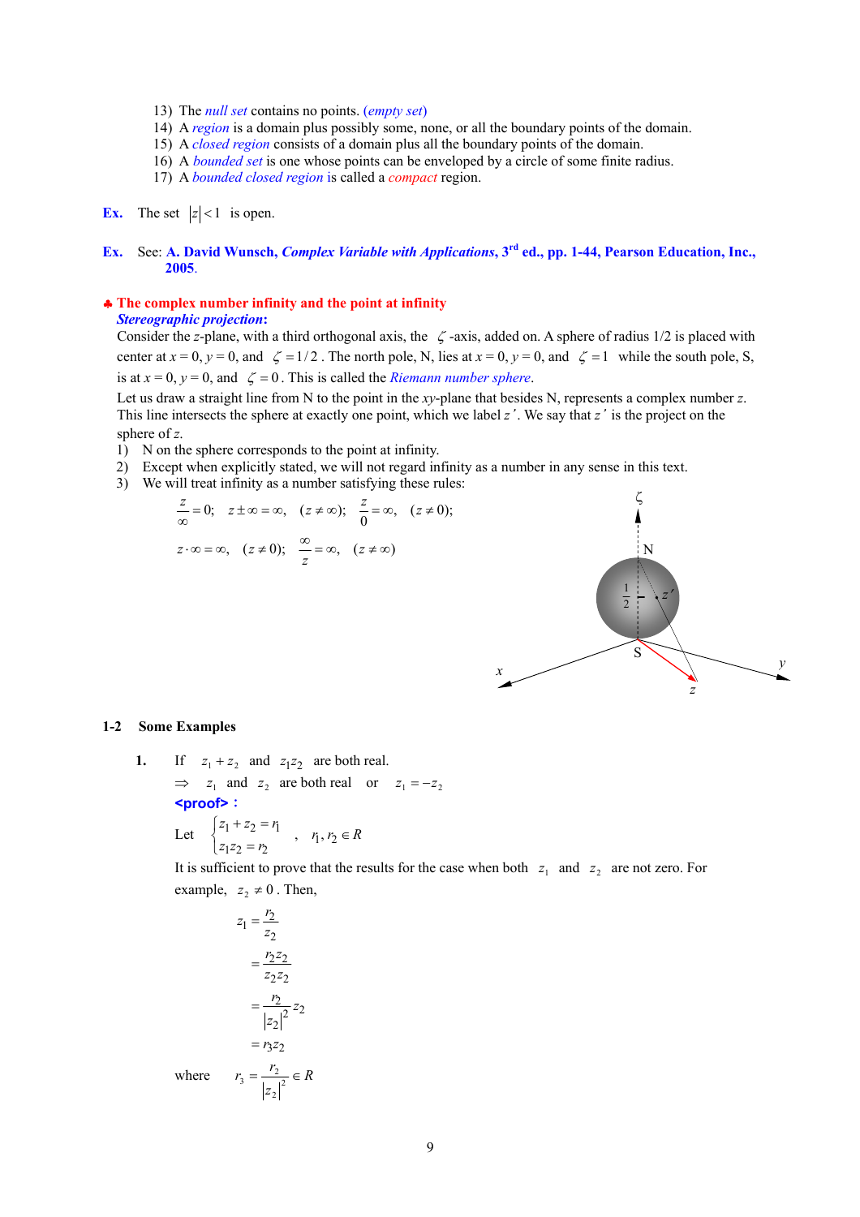13) The *null set* contains no points. (*empty set*)
14) A *region* is a domain plus possibly some, none, or all the boundary points of the domain.
15) A *closed region* consists of a domain plus all the boundary points of the domain.
16) A *bounded set* is one whose points can be enveloped by a circle of some finite radius.
17) A *bounded closed region* is called a *compact* region.

**Ex.** The set $|z|<1$ is open.

**Ex.** See: **A. David Wunsch, *Complex Variable with Applications*, 3rd ed., pp. 1-44, Pearson Education, Inc., 2005.**

## ♣ The complex number infinity and the point at infinity

***Stereographic projection*:**

Consider the $z$-plane, with a third orthogonal axis, the $\zeta$-axis, added on. A sphere of radius 1/2 is placed with center at $x=0$, $y=0$, and $\zeta=1/2$. The north pole, N, lies at $x=0$, $y=0$, and $\zeta=1$ while the south pole, S, is at $x=0$, $y=0$, and $\zeta=0$. This is called the *Riemann number sphere*.

Let us draw a straight line from N to the point in the $xy$-plane that besides N, represents a complex number $z$. This line intersects the sphere at exactly one point, which we label $z'$. We say that $z'$ is the project on the sphere of $z$.

1) N on the sphere corresponds to the point at infinity.
2) Except when explicitly stated, we will not regard infinity as a number in any sense in this text.
3) We will treat infinity as a number satisfying these rules:

$$\frac{z}{\infty}=0;\quad z\pm\infty=\infty,\quad (z\neq\infty);\quad \frac{z}{0}=\infty,\quad (z\neq 0);$$

$$z\cdot\infty=\infty,\quad (z\neq 0);\quad \frac{\infty}{z}=\infty,\quad (z\neq\infty)$$

## 1-2 Some Examples

**1.** If $z_1+z_2$ and $z_1z_2$ are both real.

$\Rightarrow$ $z_1$ and $z_2$ are both real or $z_1=-z_2$

**<proof>:**

Let $\begin{cases} z_1+z_2=r_1 \\ z_1z_2=r_2 \end{cases}$ , $r_1, r_2\in R$

It is sufficient to prove that the results for the case when both $z_1$ and $z_2$ are not zero. For example, $z_2\neq 0$. Then,

$$\begin{aligned} z_1 &= \frac{r_2}{z_2} \\ &= \frac{r_2\bar{z}_2}{z_2\bar{z}_2} \\ &= \frac{r_2}{|z_2|^2}\bar{z}_2 \\ &= r_3\bar{z}_2 \end{aligned}$$

where $r_3=\dfrac{r_2}{|z_2|^2}\in R$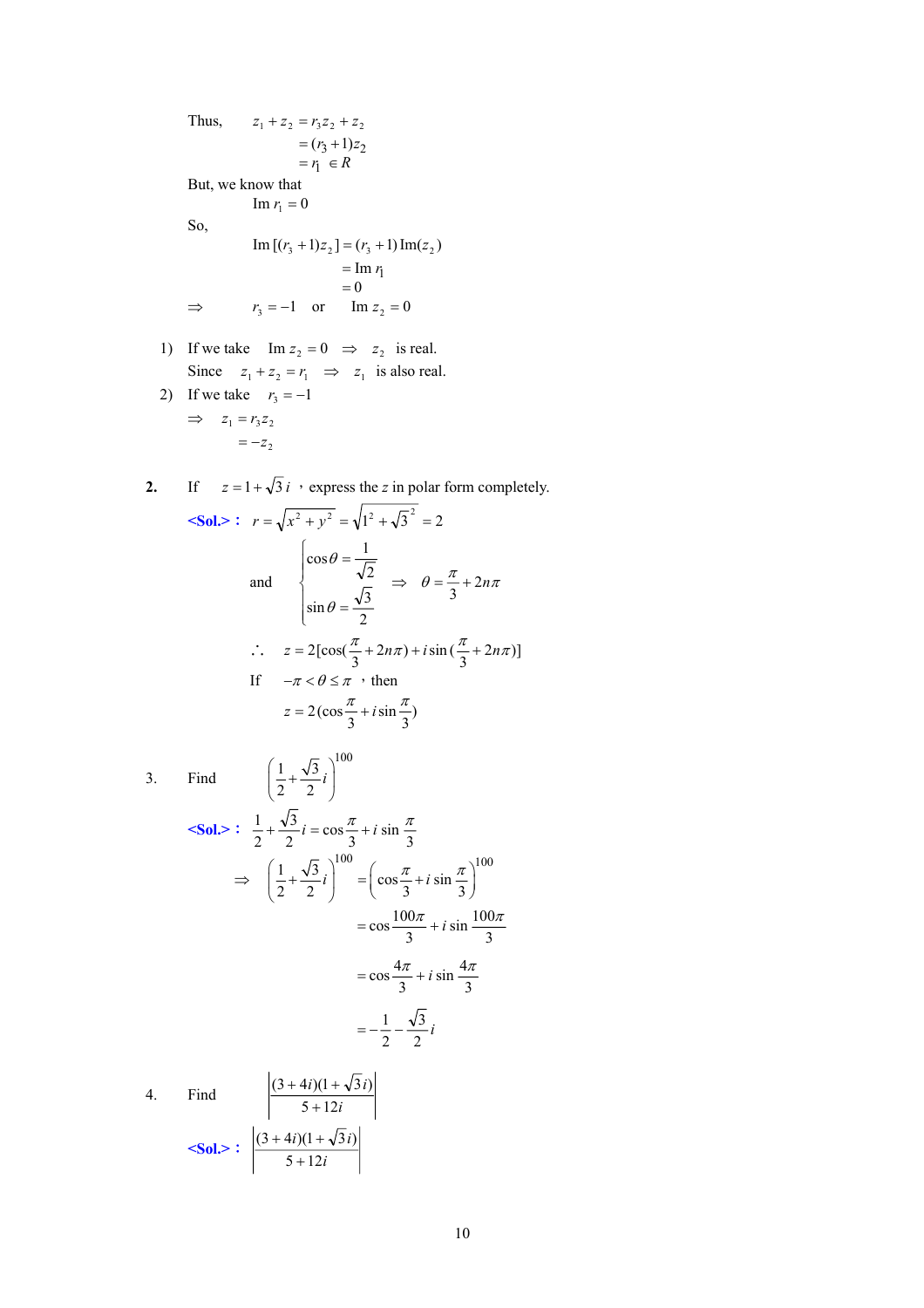Thus, $z_1 + z_2 = r_3 z_2 + z_2$

$$= (r_3 + 1) z_2$$

$$= r_1 \in R$$

But, we know that

$$\text{Im}\, r_1 = 0$$

So,

$$\text{Im}\,[(r_3+1)z_2] = (r_3+1)\,\text{Im}(z_2)$$

$$= \text{Im}\, r_1$$

$$= 0$$

$\Rightarrow \quad r_3 = -1 \quad \text{or} \quad \text{Im}\, z_2 = 0$

1) If we take $\text{Im}\, z_2 = 0 \;\Rightarrow\; z_2$ is real.
   Since $z_1 + z_2 = r_1 \;\Rightarrow\; z_1$ is also real.
2) If we take $r_3 = -1$
   $\Rightarrow \; z_1 = r_3 z_2$
   $= -z_2$

**2.** If $z = 1 + \sqrt{3}\, i$ , express the $z$ in polar form completely.

<Sol.> : $r = \sqrt{x^2 + y^2} = \sqrt{1^2 + \sqrt{3}^2} = 2$

and
$$\begin{cases} \cos\theta = \dfrac{1}{\sqrt{2}} \\ \sin\theta = \dfrac{\sqrt{3}}{2} \end{cases} \Rightarrow \theta = \frac{\pi}{3} + 2n\pi$$

$$\therefore \quad z = 2[\cos(\frac{\pi}{3} + 2n\pi) + i\sin(\frac{\pi}{3} + 2n\pi)]$$

If $-\pi < \theta \le \pi$ , then

$$z = 2(\cos\frac{\pi}{3} + i\sin\frac{\pi}{3})$$

3. Find $\left(\dfrac{1}{2} + \dfrac{\sqrt{3}}{2} i\right)^{100}$

<Sol.> : $\dfrac{1}{2} + \dfrac{\sqrt{3}}{2} i = \cos\dfrac{\pi}{3} + i\sin\dfrac{\pi}{3}$

$$\Rightarrow \left(\frac{1}{2} + \frac{\sqrt{3}}{2} i\right)^{100} = \left(\cos\frac{\pi}{3} + i\sin\frac{\pi}{3}\right)^{100}$$

$$= \cos\frac{100\pi}{3} + i\sin\frac{100\pi}{3}$$

$$= \cos\frac{4\pi}{3} + i\sin\frac{4\pi}{3}$$

$$= -\frac{1}{2} - \frac{\sqrt{3}}{2} i$$

4. Find $\left|\dfrac{(3+4i)(1+\sqrt{3}\, i)}{5+12i}\right|$

<Sol.> : $\left|\dfrac{(3+4i)(1+\sqrt{3}\, i)}{5+12i}\right|$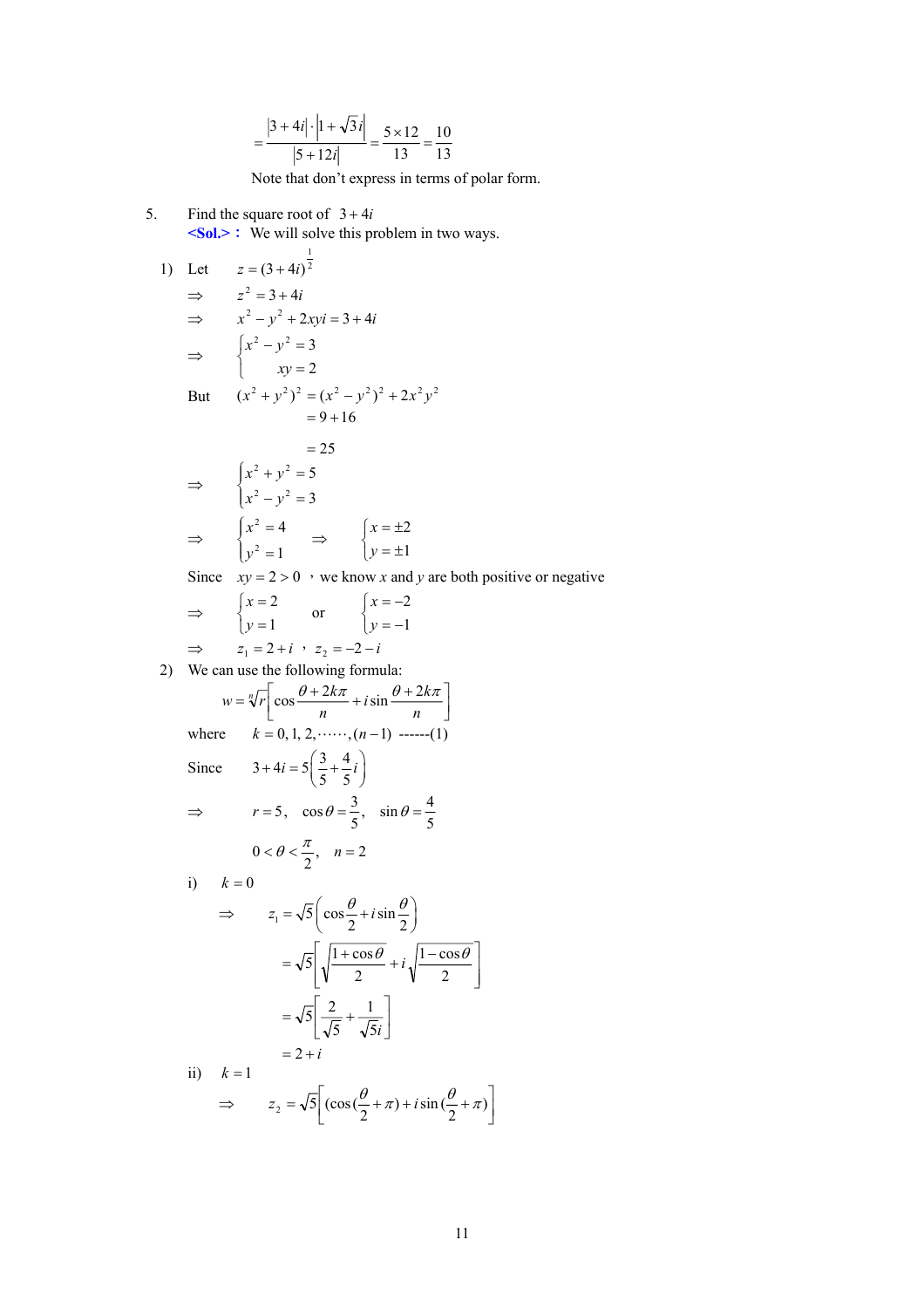$$= \frac{|3+4i|\cdot\left|1+\sqrt{3}i\right|}{|5+12i|} = \frac{5\times 12}{13} = \frac{10}{13}$$

Note that don't express in terms of polar form.

5. Find the square root of $3+4i$

**<Sol.>：** We will solve this problem in two ways.

1) Let $\quad z = (3+4i)^{\frac{1}{2}}$

$\Rightarrow \quad z^2 = 3+4i$

$\Rightarrow \quad x^2 - y^2 + 2xyi = 3+4i$

$\Rightarrow \quad \begin{cases} x^2 - y^2 = 3 \\ xy = 2 \end{cases}$

But $\quad (x^2+y^2)^2 = (x^2-y^2)^2 + 2x^2y^2$

$\quad\quad = 9+16$

$\quad\quad = 25$

$\Rightarrow \quad \begin{cases} x^2 + y^2 = 5 \\ x^2 - y^2 = 3 \end{cases}$

$\Rightarrow \quad \begin{cases} x^2 = 4 \\ y^2 = 1 \end{cases} \quad \Rightarrow \quad \begin{cases} x = \pm 2 \\ y = \pm 1 \end{cases}$

Since $\quad xy = 2 > 0$ ，we know $x$ and $y$ are both positive or negative

$\Rightarrow \quad \begin{cases} x = 2 \\ y = 1 \end{cases} \quad$ or $\quad \begin{cases} x = -2 \\ y = -1 \end{cases}$

$\Rightarrow \quad z_1 = 2+i$ ，$z_2 = -2-i$

2) We can use the following formula:

$$w = \sqrt[n]{r}\left[\cos\frac{\theta+2k\pi}{n} + i\sin\frac{\theta+2k\pi}{n}\right]$$

where $\quad k = 0, 1, 2, \cdots\cdots, (n-1)$ ------(1)

Since $\quad 3+4i = 5\left(\frac{3}{5}+\frac{4}{5}i\right)$

$\Rightarrow \quad r = 5,\quad \cos\theta = \frac{3}{5},\quad \sin\theta = \frac{4}{5}$

$\quad\quad 0 < \theta < \frac{\pi}{2},\quad n = 2$

i) $\quad k = 0$

$\Rightarrow \quad z_1 = \sqrt{5}\left(\cos\frac{\theta}{2} + i\sin\frac{\theta}{2}\right)$

$\quad\quad = \sqrt{5}\left[\sqrt{\frac{1+\cos\theta}{2}} + i\sqrt{\frac{1-\cos\theta}{2}}\right]$

$\quad\quad = \sqrt{5}\left[\frac{2}{\sqrt{5}} + \frac{1}{\sqrt{5}i}\right]$

$\quad\quad = 2+i$

ii) $\quad k = 1$

$\Rightarrow \quad z_2 = \sqrt{5}\left[(\cos(\frac{\theta}{2}+\pi) + i\sin(\frac{\theta}{2}+\pi)\right]$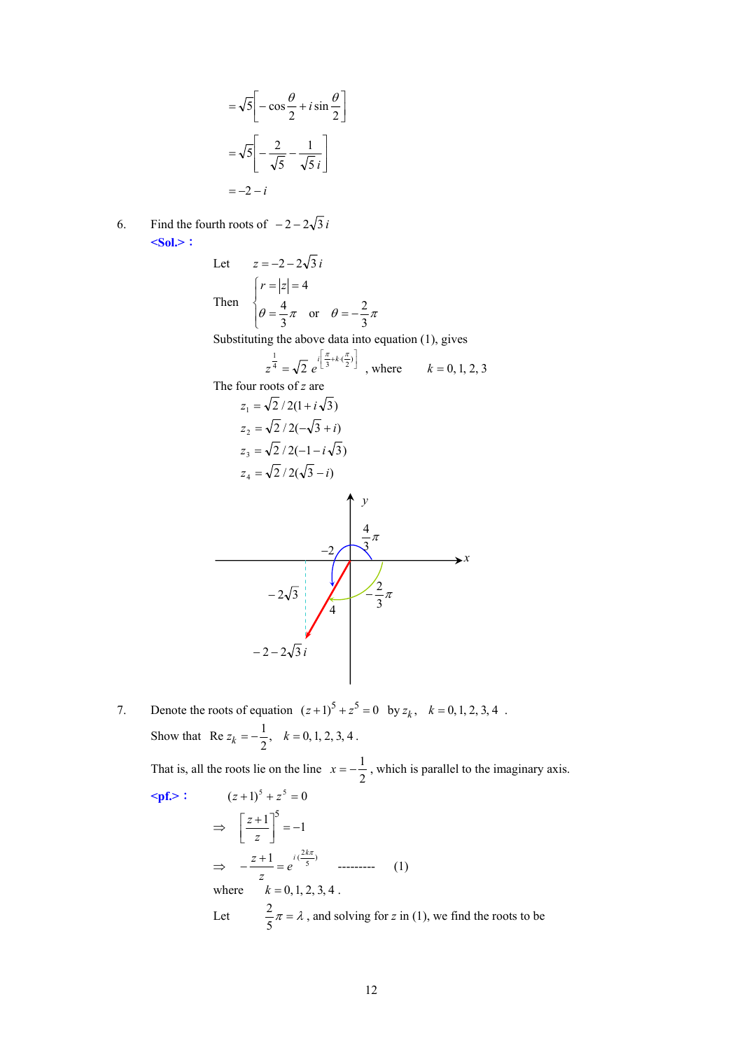$$= \sqrt{5}\left[-\cos\frac{\theta}{2} + i\sin\frac{\theta}{2}\right]$$

$$= \sqrt{5}\left[-\frac{2}{\sqrt{5}} - \frac{1}{\sqrt{5}\,i}\right]$$

$$= -2 - i$$

6. Find the fourth roots of $-2-2\sqrt{3}\,i$

**<Sol.>：**

Let $z = -2-2\sqrt{3}\,i$

Then $\begin{cases} r = |z| = 4 \\ \theta = \frac{4}{3}\pi \quad \text{or} \quad \theta = -\frac{2}{3}\pi \end{cases}$

Substituting the above data into equation (1), gives

$$z^{\frac{1}{4}} = \sqrt{2}\, e^{i\left[\frac{\pi}{3} + k\cdot\left(\frac{\pi}{2}\right)\right]}, \text{ where } \quad k = 0, 1, 2, 3$$

The four roots of $z$ are

$z_1 = \sqrt{2}/2(1+i\sqrt{3})$

$z_2 = \sqrt{2}/2(-\sqrt{3}+i)$

$z_3 = \sqrt{2}/2(-1-i\sqrt{3})$

$z_4 = \sqrt{2}/2(\sqrt{3}-i)$

7. Denote the roots of equation $(z+1)^5 + z^5 = 0$ by $z_k$, $k = 0, 1, 2, 3, 4$.

Show that $\operatorname{Re} z_k = -\frac{1}{2}$, $k = 0, 1, 2, 3, 4$.

That is, all the roots lie on the line $x = -\frac{1}{2}$, which is parallel to the imaginary axis.

**<pf.>：**

$$(z+1)^5 + z^5 = 0$$

$$\Rightarrow \left[\frac{z+1}{z}\right]^5 = -1$$

$$\Rightarrow -\frac{z+1}{z} = e^{i\left(\frac{2k\pi}{5}\right)} \quad \text{---------} \quad (1)$$

where $k = 0, 1, 2, 3, 4$.

Let $\frac{2}{5}\pi = \lambda$, and solving for $z$ in (1), we find the roots to be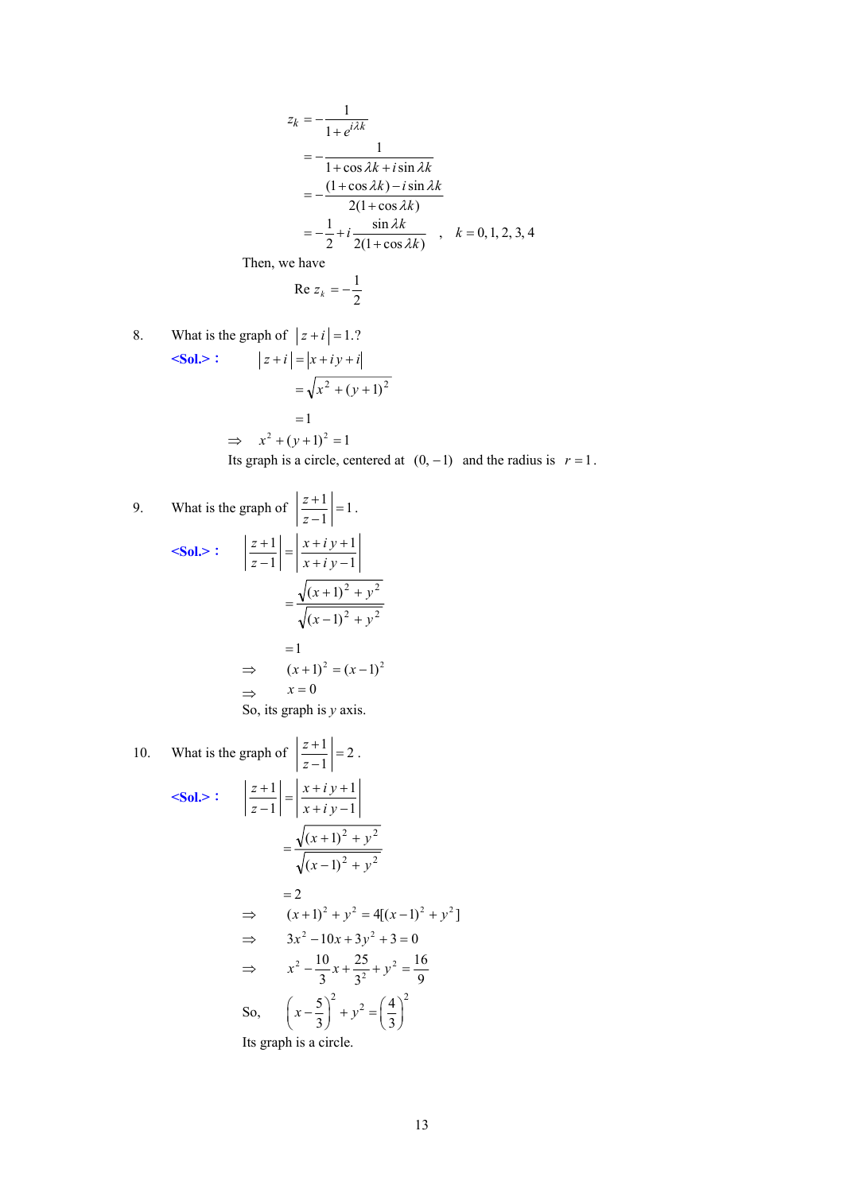$$
\begin{aligned}
z_k &= -\frac{1}{1+e^{i\lambda k}} \\
&= -\frac{1}{1+\cos\lambda k + i\sin\lambda k} \\
&= -\frac{(1+\cos\lambda k) - i\sin\lambda k}{2(1+\cos\lambda k)} \\
&= -\frac{1}{2} + i\frac{\sin\lambda k}{2(1+\cos\lambda k)} \quad , \quad k = 0, 1, 2, 3, 4
\end{aligned}
$$

Then, we have

$$\operatorname{Re} z_k = -\frac{1}{2}$$

8. What is the graph of $|z+i| = 1.$?

**<Sol.>:**

$$
\begin{aligned}
|z+i| &= |x+iy+i| \\
&= \sqrt{x^2+(y+1)^2} \\
&= 1
\end{aligned}
$$

$$\Rightarrow \quad x^2+(y+1)^2 = 1$$

Its graph is a circle, centered at $(0,-1)$ and the radius is $r = 1$.

9. What is the graph of $\left|\dfrac{z+1}{z-1}\right| = 1$.

**<Sol.>:**

$$
\begin{aligned}
\left|\frac{z+1}{z-1}\right| &= \left|\frac{x+iy+1}{x+iy-1}\right| \\
&= \frac{\sqrt{(x+1)^2+y^2}}{\sqrt{(x-1)^2+y^2}} \\
&= 1
\end{aligned}
$$

$$\Rightarrow \quad (x+1)^2 = (x-1)^2$$

$$\Rightarrow \quad x = 0$$

So, its graph is $y$ axis.

10. What is the graph of $\left|\dfrac{z+1}{z-1}\right| = 2$.

**<Sol.>:**

$$
\begin{aligned}
\left|\frac{z+1}{z-1}\right| &= \left|\frac{x+iy+1}{x+iy-1}\right| \\
&= \frac{\sqrt{(x+1)^2+y^2}}{\sqrt{(x-1)^2+y^2}} \\
&= 2
\end{aligned}
$$

$$\Rightarrow \quad (x+1)^2+y^2 = 4[(x-1)^2+y^2]$$

$$\Rightarrow \quad 3x^2-10x+3y^2+3 = 0$$

$$\Rightarrow \quad x^2-\frac{10}{3}x+\frac{25}{3^2}+y^2 = \frac{16}{9}$$

So, $\quad \left(x-\dfrac{5}{3}\right)^2+y^2 = \left(\dfrac{4}{3}\right)^2$

Its graph is a circle.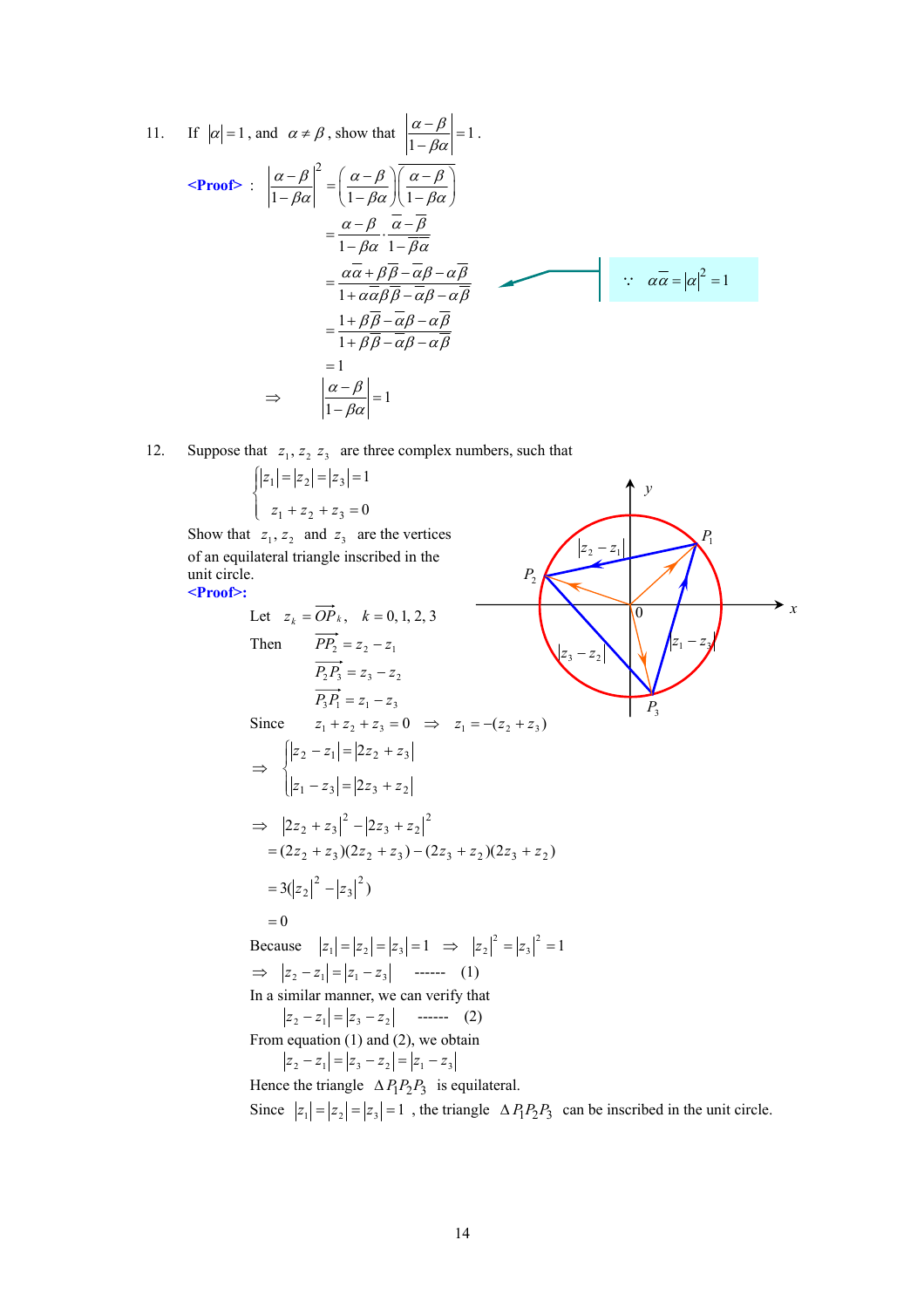11. If $|\alpha| = 1$, and $\alpha \neq \beta$, show that $\left|\dfrac{\alpha - \beta}{1 - \beta\alpha}\right| = 1$.

**<Proof>** :

$$\left|\frac{\alpha-\beta}{1-\beta\alpha}\right|^2 = \left(\frac{\alpha-\beta}{1-\beta\alpha}\right)\overline{\left(\frac{\alpha-\beta}{1-\beta\alpha}\right)}$$

$$= \frac{\alpha-\beta}{1-\beta\alpha}\cdot\frac{\overline{\alpha}-\overline{\beta}}{1-\overline{\beta}\overline{\alpha}}$$

$$= \frac{\alpha\overline{\alpha}+\beta\overline{\beta}-\overline{\alpha}\beta-\alpha\overline{\beta}}{1+\alpha\overline{\alpha}\beta\overline{\beta}-\overline{\alpha}\beta-\alpha\overline{\beta}}$$

$\because \ \alpha\overline{\alpha} = |\alpha|^2 = 1$

$$= \frac{1+\beta\overline{\beta}-\overline{\alpha}\beta-\alpha\overline{\beta}}{1+\beta\overline{\beta}-\overline{\alpha}\beta-\alpha\overline{\beta}}$$

$$= 1$$

$$\Rightarrow \quad \left|\frac{\alpha-\beta}{1-\beta\alpha}\right| = 1$$

12. Suppose that $z_1, z_2\ z_3$ are three complex numbers, such that

$$\begin{cases} |z_1| = |z_2| = |z_3| = 1 \\ z_1 + z_2 + z_3 = 0 \end{cases}$$

Show that $z_1, z_2$ and $z_3$ are the vertices of an equilateral triangle inscribed in the unit circle.

y
x
0
$P_1$
$P_2$
$P_3$
$|z_2 - z_1|$
$|z_3 - z_2|$
$|z_1 - z_3|$

**<Proof>:**

Let $z_k = \overrightarrow{OP_k}, \quad k = 0, 1, 2, 3$

Then
$\overrightarrow{PP_2} = z_2 - z_1$
$\overrightarrow{P_2P_3} = z_3 - z_2$
$\overrightarrow{P_3P_1} = z_1 - z_3$

Since $\quad z_1 + z_2 + z_3 = 0 \quad \Rightarrow \quad z_1 = -(z_2 + z_3)$

$$\Rightarrow \begin{cases} |z_2 - z_1| = |2z_2 + z_3| \\ |z_1 - z_3| = |2z_3 + z_2| \end{cases}$$

$$\Rightarrow \ |2z_2 + z_3|^2 - |2z_3 + z_2|^2$$
$$= (2z_2 + z_3)(2\overline{z_2} + \overline{z_3}) - (2z_3 + z_2)(2\overline{z_3} + \overline{z_2})$$
$$= 3(|z_2|^2 - |z_3|^2)$$
$$= 0$$

Because $\quad |z_1| = |z_2| = |z_3| = 1 \quad \Rightarrow \quad |z_2|^2 = |z_3|^2 = 1$

$\Rightarrow \quad |z_2 - z_1| = |z_1 - z_3| \qquad$ ------ (1)

In a similar manner, we can verify that

$\quad |z_2 - z_1| = |z_3 - z_2| \qquad$ ------ (2)

From equation (1) and (2), we obtain

$$|z_2 - z_1| = |z_3 - z_2| = |z_1 - z_3|$$

Hence the triangle $\Delta P_1P_2P_3$ is equilateral.

Since $|z_1| = |z_2| = |z_3| = 1$ , the triangle $\Delta P_1P_2P_3$ can be inscribed in the unit circle.